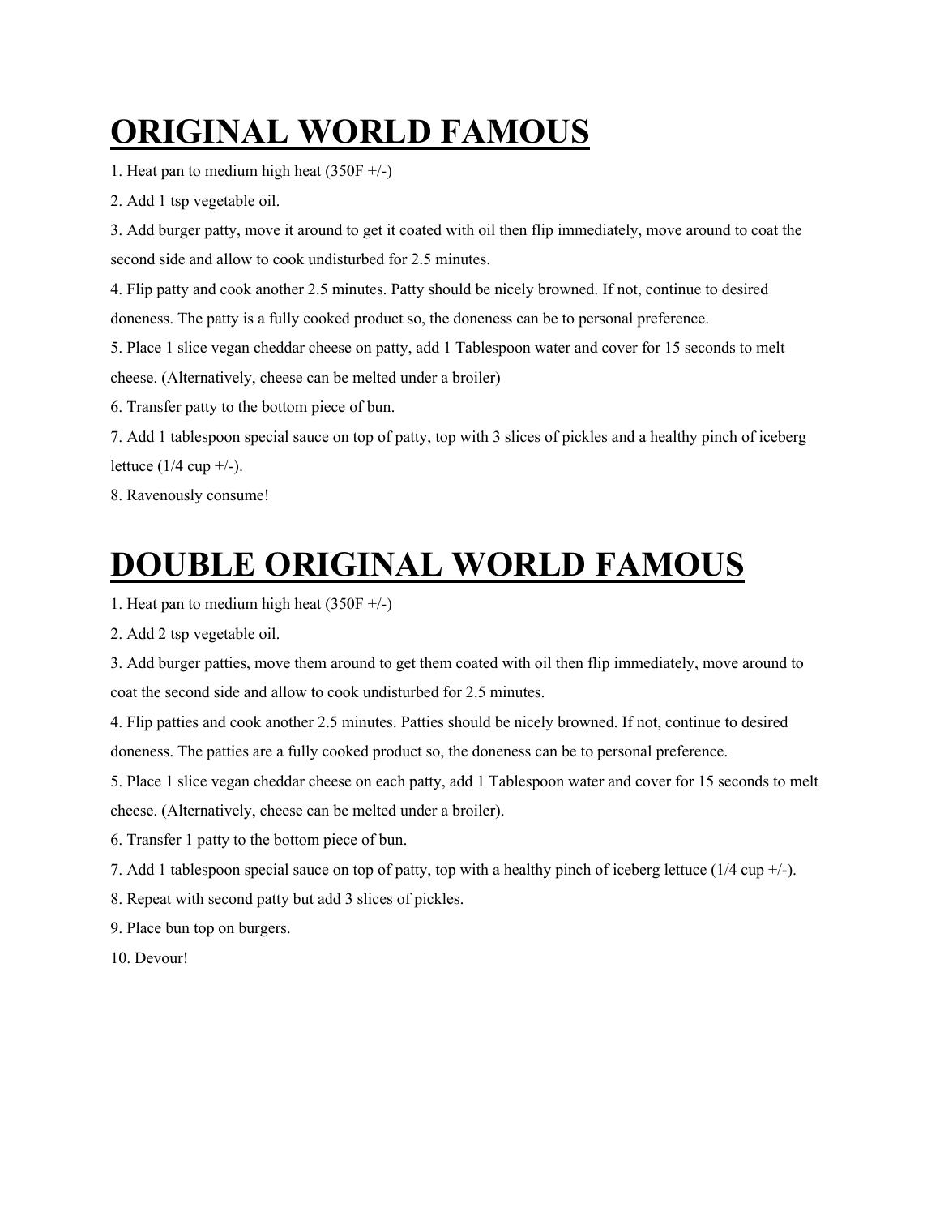# ORIGINAL WORLD FAMOUS

1. Heat pan to medium high heat (350F +/-)
2. Add 1 tsp vegetable oil.
3. Add burger patty, move it around to get it coated with oil then flip immediately, move around to coat the second side and allow to cook undisturbed for 2.5 minutes.
4. Flip patty and cook another 2.5 minutes. Patty should be nicely browned. If not, continue to desired doneness. The patty is a fully cooked product so, the doneness can be to personal preference.
5. Place 1 slice vegan cheddar cheese on patty, add 1 Tablespoon water and cover for 15 seconds to melt cheese. (Alternatively, cheese can be melted under a broiler)
6. Transfer patty to the bottom piece of bun.
7. Add 1 tablespoon special sauce on top of patty, top with 3 slices of pickles and a healthy pinch of iceberg lettuce (1/4 cup +/-).
8. Ravenously consume!

# DOUBLE ORIGINAL WORLD FAMOUS

1. Heat pan to medium high heat (350F +/-)
2. Add 2 tsp vegetable oil.
3. Add burger patties, move them around to get them coated with oil then flip immediately, move around to coat the second side and allow to cook undisturbed for 2.5 minutes.
4. Flip patties and cook another 2.5 minutes. Patties should be nicely browned. If not, continue to desired doneness. The patties are a fully cooked product so, the doneness can be to personal preference.
5. Place 1 slice vegan cheddar cheese on each patty, add 1 Tablespoon water and cover for 15 seconds to melt cheese. (Alternatively, cheese can be melted under a broiler).
6. Transfer 1 patty to the bottom piece of bun.
7. Add 1 tablespoon special sauce on top of patty, top with a healthy pinch of iceberg lettuce (1/4 cup +/-).
8. Repeat with second patty but add 3 slices of pickles.
9. Place bun top on burgers.
10. Devour!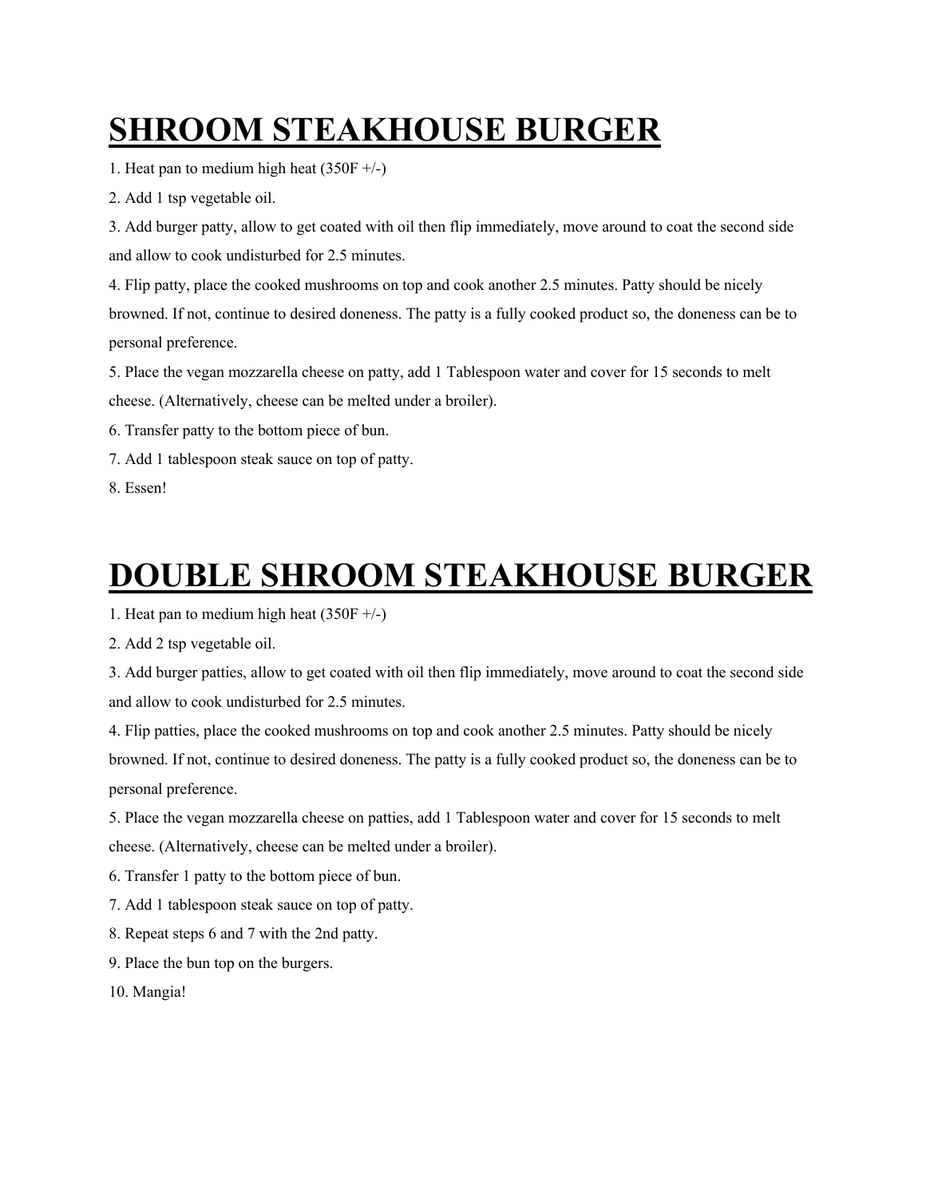# SHROOM STEAKHOUSE BURGER

1. Heat pan to medium high heat (350F +/-)
2. Add 1 tsp vegetable oil.
3. Add burger patty, allow to get coated with oil then flip immediately, move around to coat the second side and allow to cook undisturbed for 2.5 minutes.
4. Flip patty, place the cooked mushrooms on top and cook another 2.5 minutes. Patty should be nicely browned. If not, continue to desired doneness. The patty is a fully cooked product so, the doneness can be to personal preference.
5. Place the vegan mozzarella cheese on patty, add 1 Tablespoon water and cover for 15 seconds to melt cheese. (Alternatively, cheese can be melted under a broiler).
6. Transfer patty to the bottom piece of bun.
7. Add 1 tablespoon steak sauce on top of patty.
8. Essen!

# DOUBLE SHROOM STEAKHOUSE BURGER

1. Heat pan to medium high heat (350F +/-)
2. Add 2 tsp vegetable oil.
3. Add burger patties, allow to get coated with oil then flip immediately, move around to coat the second side and allow to cook undisturbed for 2.5 minutes.
4. Flip patties, place the cooked mushrooms on top and cook another 2.5 minutes. Patty should be nicely browned. If not, continue to desired doneness. The patty is a fully cooked product so, the doneness can be to personal preference.
5. Place the vegan mozzarella cheese on patties, add 1 Tablespoon water and cover for 15 seconds to melt cheese. (Alternatively, cheese can be melted under a broiler).
6. Transfer 1 patty to the bottom piece of bun.
7. Add 1 tablespoon steak sauce on top of patty.
8. Repeat steps 6 and 7 with the 2nd patty.
9. Place the bun top on the burgers.
10. Mangia!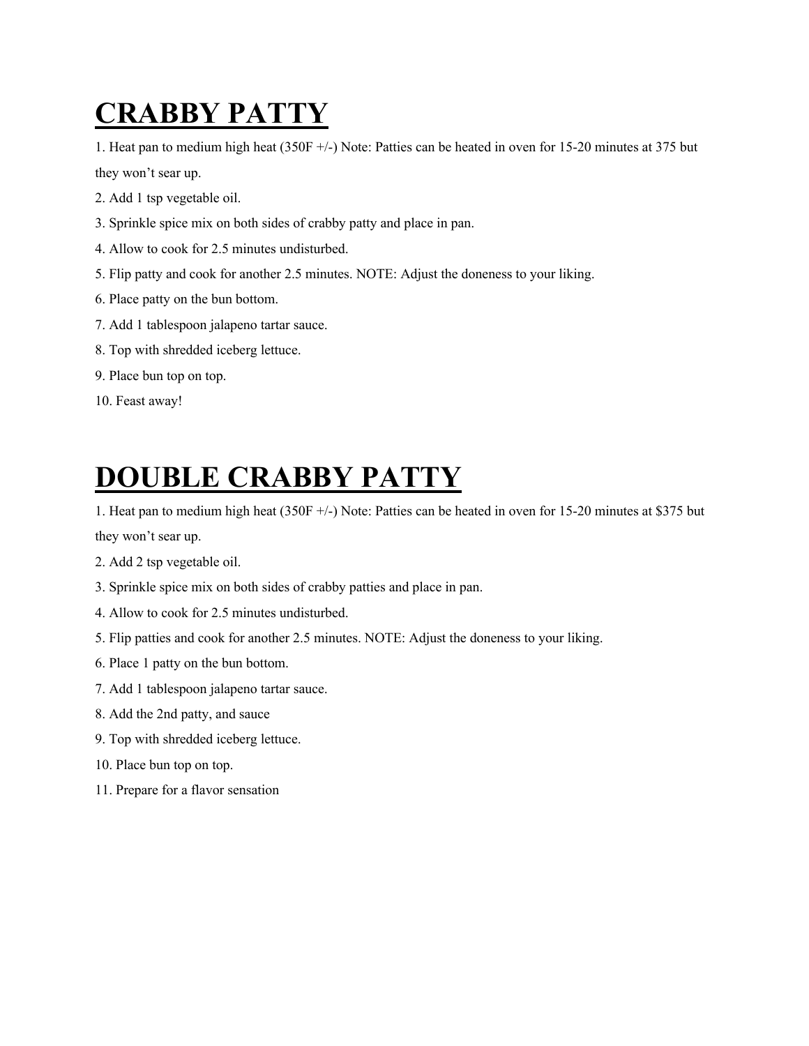# CRABBY PATTY

1. Heat pan to medium high heat (350F +/-) Note: Patties can be heated in oven for 15-20 minutes at 375 but they won't sear up.
2. Add 1 tsp vegetable oil.
3. Sprinkle spice mix on both sides of crabby patty and place in pan.
4. Allow to cook for 2.5 minutes undisturbed.
5. Flip patty and cook for another 2.5 minutes. NOTE: Adjust the doneness to your liking.
6. Place patty on the bun bottom.
7. Add 1 tablespoon jalapeno tartar sauce.
8. Top with shredded iceberg lettuce.
9. Place bun top on top.
10. Feast away!

# DOUBLE CRABBY PATTY

1. Heat pan to medium high heat (350F +/-) Note: Patties can be heated in oven for 15-20 minutes at $375 but they won't sear up.
2. Add 2 tsp vegetable oil.
3. Sprinkle spice mix on both sides of crabby patties and place in pan.
4. Allow to cook for 2.5 minutes undisturbed.
5. Flip patties and cook for another 2.5 minutes. NOTE: Adjust the doneness to your liking.
6. Place 1 patty on the bun bottom.
7. Add 1 tablespoon jalapeno tartar sauce.
8. Add the 2nd patty, and sauce
9. Top with shredded iceberg lettuce.
10. Place bun top on top.
11. Prepare for a flavor sensation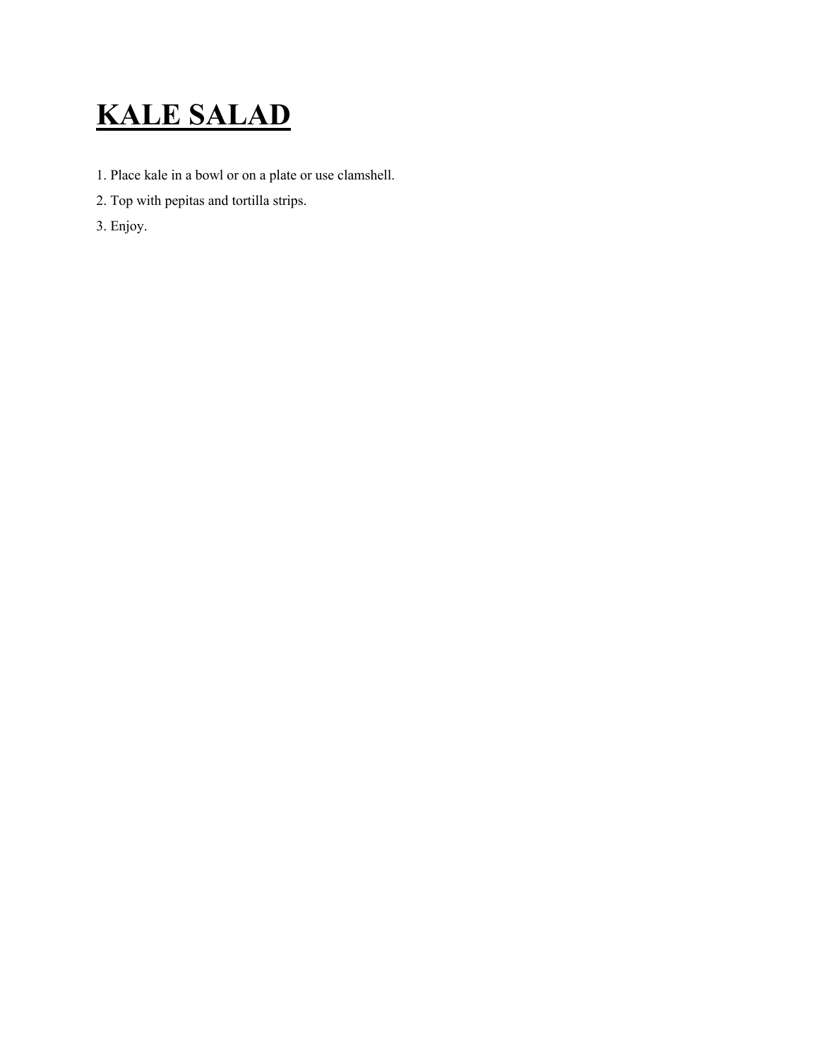# KALE SALAD

1. Place kale in a bowl or on a plate or use clamshell.
2. Top with pepitas and tortilla strips.
3. Enjoy.